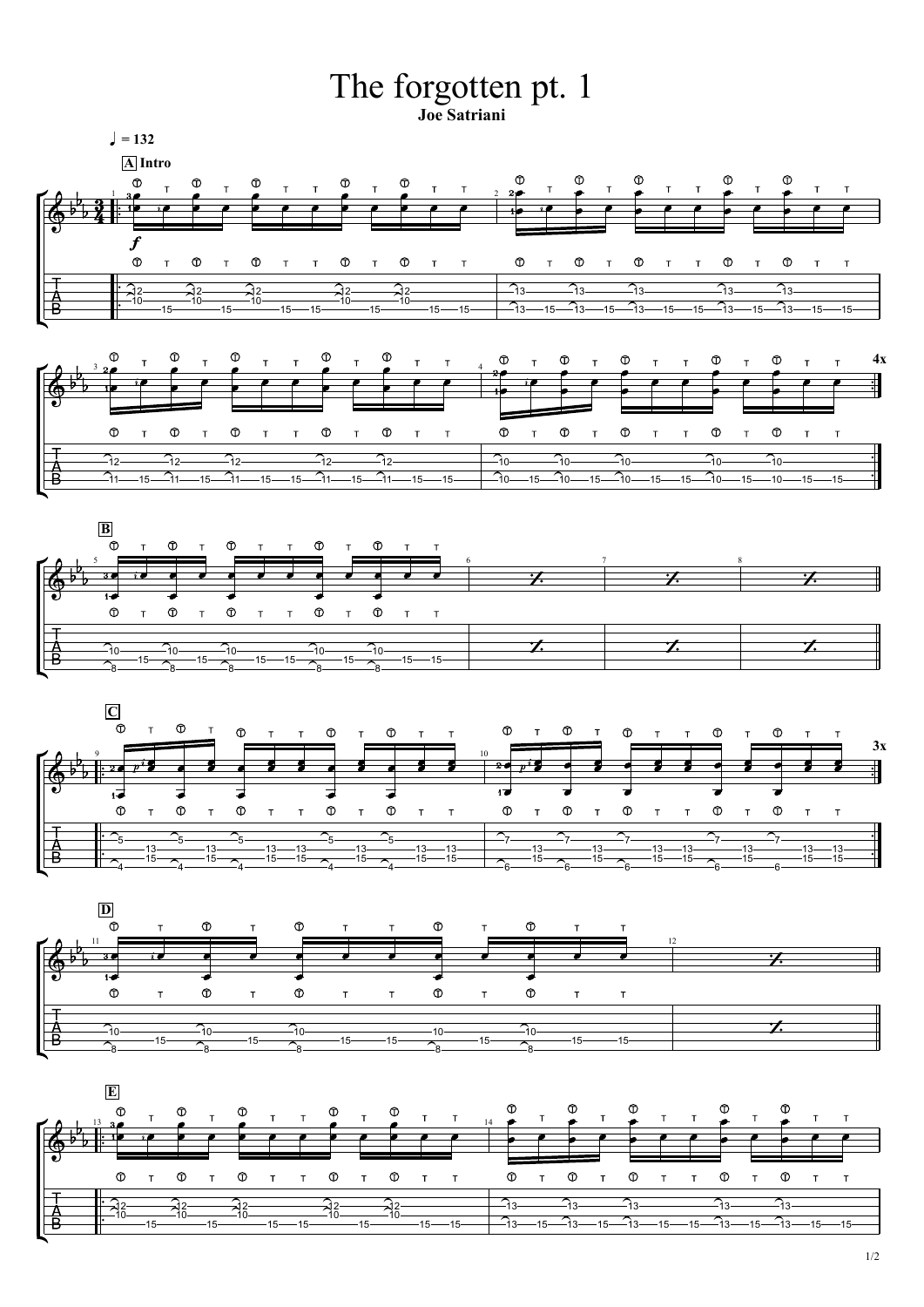# The forgotten pt. 1

**Joe Satriani**

♩ = 132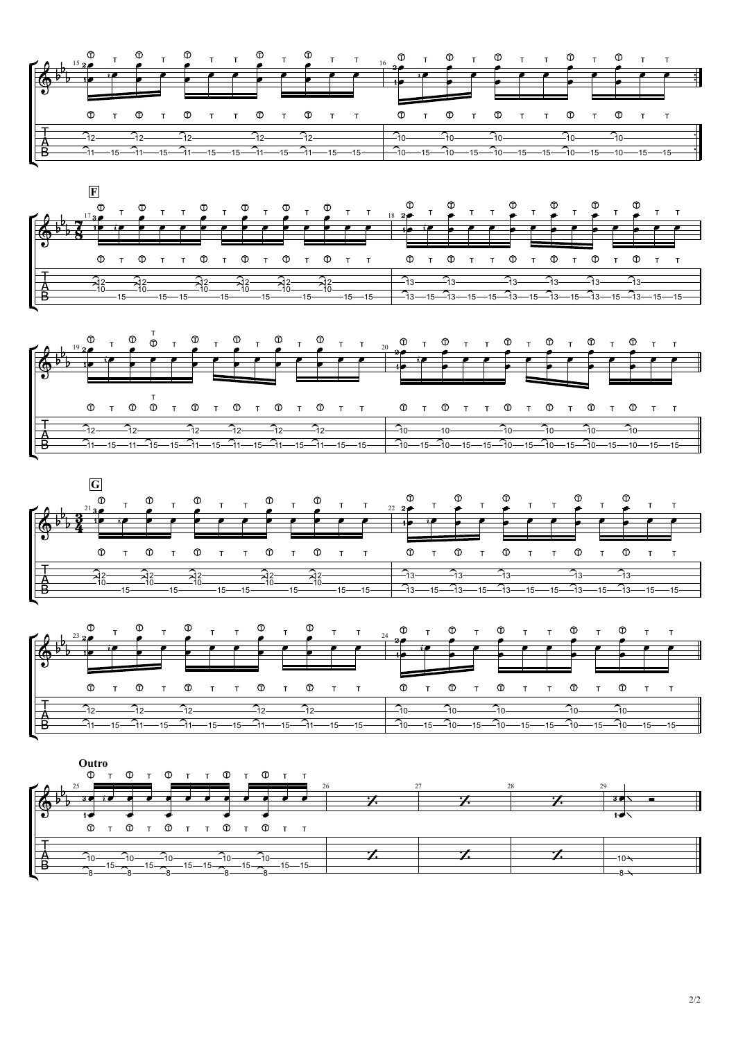**F**

**G**

**Outro**